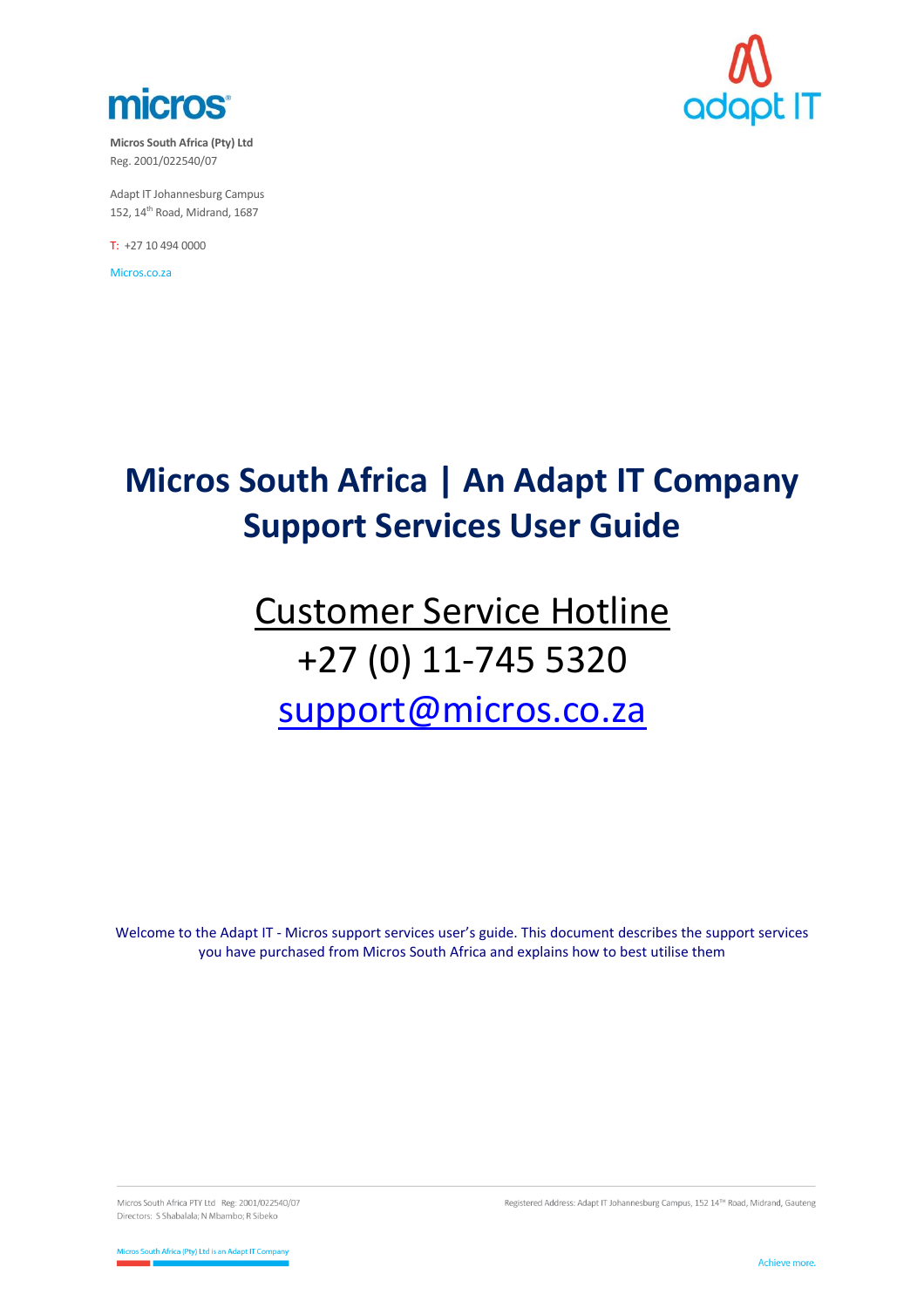micros

**Micros South Africa (Pty) Ltd**
Reg. 2001/022540/07

Adapt IT Johannesburg Campus
152, 14th Road, Midrand, 1687

T: +27 10 494 0000

Micros.co.za

adapt IT

# Micros South Africa | An Adapt IT Company
# Support Services User Guide

## Customer Service Hotline
## +27 (0) 11-745 5320
## support@micros.co.za

Welcome to the Adapt IT - Micros support services user's guide. This document describes the support services you have purchased from Micros South Africa and explains how to best utilise them

Micros South Africa PTY Ltd Reg: 2001/022540/07
Directors: S Shabalala; N Mbambo; R Sibeko

Registered Address: Adapt IT Johannesburg Campus, 152 14TH Road, Midrand, Gauteng

Micros South Africa (Pty) Ltd is an Adapt IT Company

Achieve more.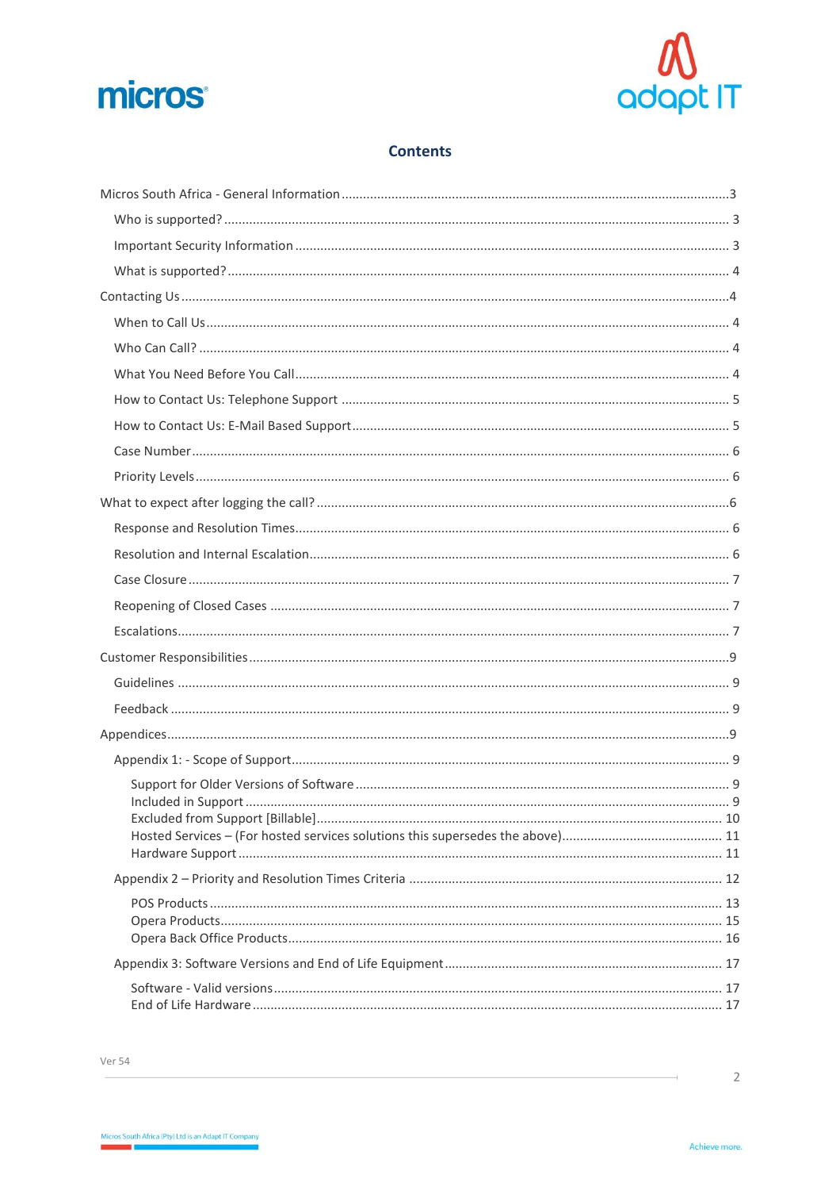# Contents

- Micros South Africa - General Information ....3
  - Who is supported? ....3
  - Important Security Information ....3
  - What is supported? ....4
- Contacting Us ....4
  - When to Call Us ....4
  - Who Can Call? ....4
  - What You Need Before You Call ....4
  - How to Contact Us: Telephone Support ....5
  - How to Contact Us: E-Mail Based Support ....5
  - Case Number ....6
  - Priority Levels ....6
- What to expect after logging the call? ....6
  - Response and Resolution Times ....6
  - Resolution and Internal Escalation ....6
  - Case Closure ....7
  - Reopening of Closed Cases ....7
  - Escalations ....7
- Customer Responsibilities ....9
  - Guidelines ....9
  - Feedback ....9
- Appendices ....9
  - Appendix 1: - Scope of Support ....9
    - Support for Older Versions of Software ....9
    - Included in Support ....9
    - Excluded from Support [Billable] ....10
    - Hosted Services – (For hosted services solutions this supersedes the above) ....11
    - Hardware Support ....11
  - Appendix 2 – Priority and Resolution Times Criteria ....12
    - POS Products ....13
    - Opera Products ....15
    - Opera Back Office Products ....16
  - Appendix 3: Software Versions and End of Life Equipment ....17
    - Software - Valid versions ....17
    - End of Life Hardware ....17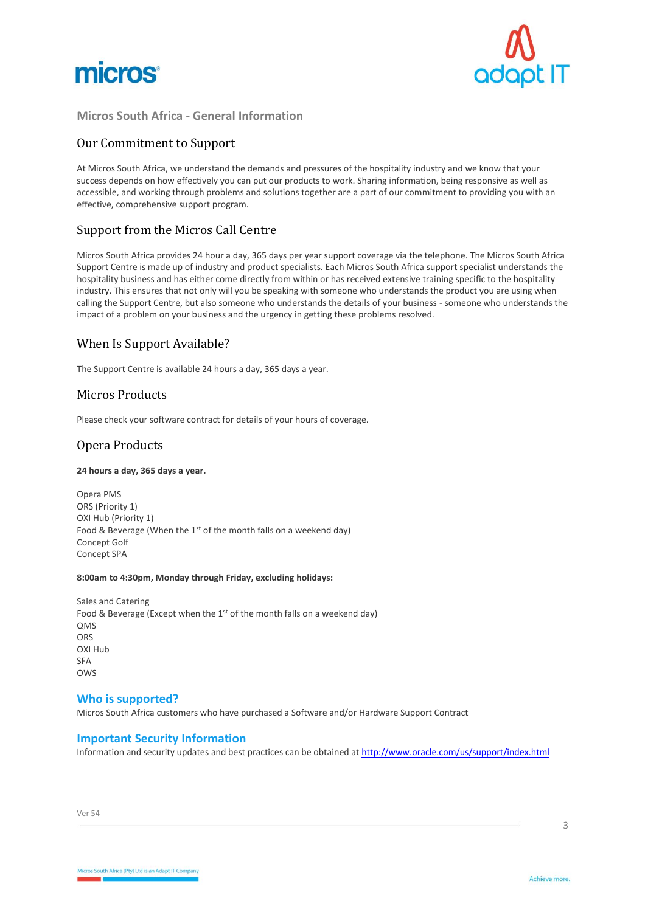## Micros South Africa - General Information

### Our Commitment to Support

At Micros South Africa, we understand the demands and pressures of the hospitality industry and we know that your success depends on how effectively you can put our products to work. Sharing information, being responsive as well as accessible, and working through problems and solutions together are a part of our commitment to providing you with an effective, comprehensive support program.

### Support from the Micros Call Centre

Micros South Africa provides 24 hour a day, 365 days per year support coverage via the telephone. The Micros South Africa Support Centre is made up of industry and product specialists. Each Micros South Africa support specialist understands the hospitality business and has either come directly from within or has received extensive training specific to the hospitality industry. This ensures that not only will you be speaking with someone who understands the product you are using when calling the Support Centre, but also someone who understands the details of your business - someone who understands the impact of a problem on your business and the urgency in getting these problems resolved.

### When Is Support Available?

The Support Centre is available 24 hours a day, 365 days a year.

### Micros Products

Please check your software contract for details of your hours of coverage.

### Opera Products

**24 hours a day, 365 days a year.**

Opera PMS
ORS (Priority 1)
OXI Hub (Priority 1)
Food & Beverage (When the 1st of the month falls on a weekend day)
Concept Golf
Concept SPA

**8:00am to 4:30pm, Monday through Friday, excluding holidays:**

Sales and Catering
Food & Beverage (Except when the 1st of the month falls on a weekend day)
QMS
ORS
OXI Hub
SFA
OWS

### Who is supported?

Micros South Africa customers who have purchased a Software and/or Hardware Support Contract

### Important Security Information

Information and security updates and best practices can be obtained at http://www.oracle.com/us/support/index.html

Ver 54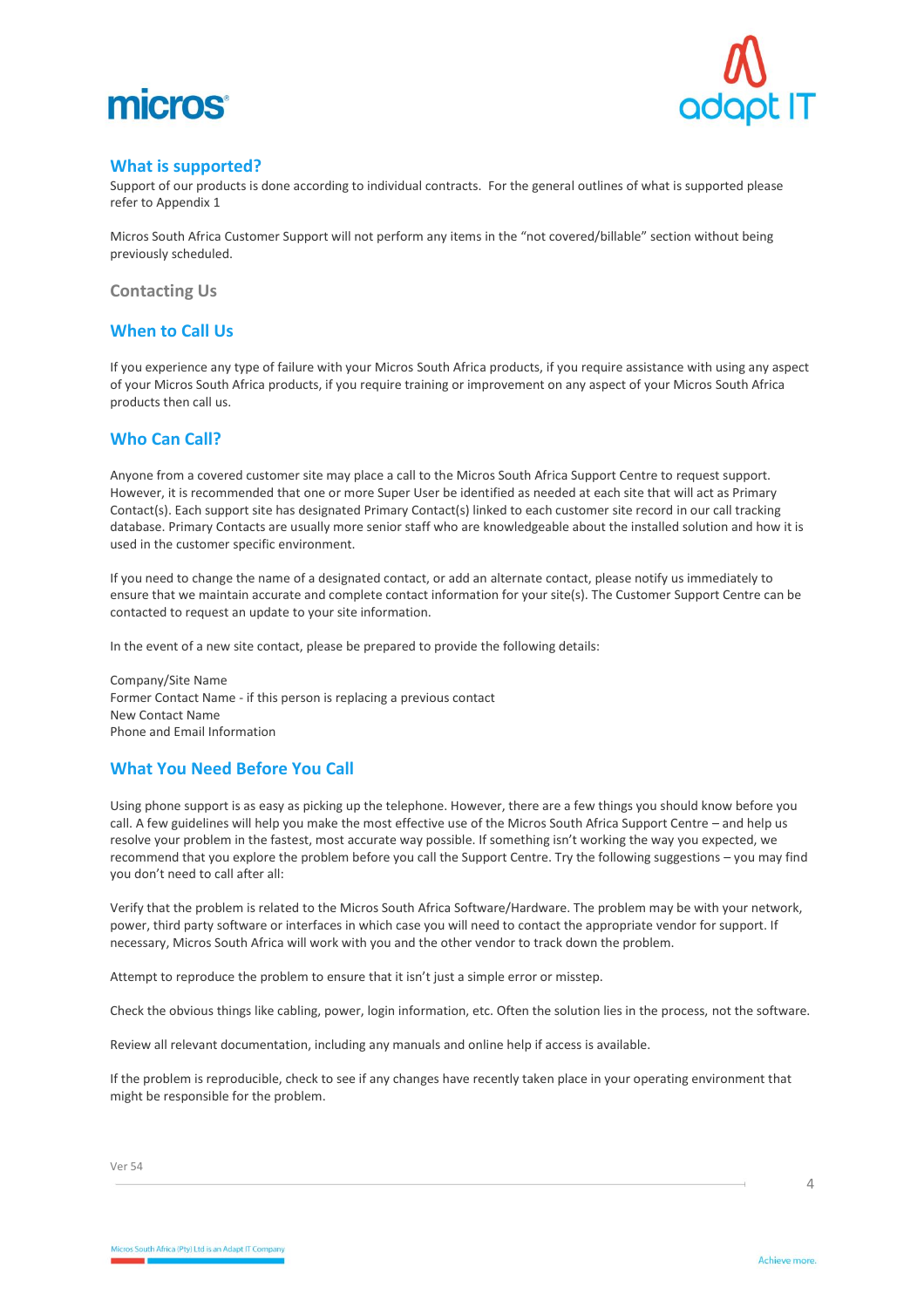## What is supported?

Support of our products is done according to individual contracts. For the general outlines of what is supported please refer to Appendix 1

Micros South Africa Customer Support will not perform any items in the "not covered/billable" section without being previously scheduled.

## Contacting Us

### When to Call Us

If you experience any type of failure with your Micros South Africa products, if you require assistance with using any aspect of your Micros South Africa products, if you require training or improvement on any aspect of your Micros South Africa products then call us.

### Who Can Call?

Anyone from a covered customer site may place a call to the Micros South Africa Support Centre to request support. However, it is recommended that one or more Super User be identified as needed at each site that will act as Primary Contact(s). Each support site has designated Primary Contact(s) linked to each customer site record in our call tracking database. Primary Contacts are usually more senior staff who are knowledgeable about the installed solution and how it is used in the customer specific environment.

If you need to change the name of a designated contact, or add an alternate contact, please notify us immediately to ensure that we maintain accurate and complete contact information for your site(s). The Customer Support Centre can be contacted to request an update to your site information.

In the event of a new site contact, please be prepared to provide the following details:

Company/Site Name
Former Contact Name - if this person is replacing a previous contact
New Contact Name
Phone and Email Information

### What You Need Before You Call

Using phone support is as easy as picking up the telephone. However, there are a few things you should know before you call. A few guidelines will help you make the most effective use of the Micros South Africa Support Centre – and help us resolve your problem in the fastest, most accurate way possible. If something isn't working the way you expected, we recommend that you explore the problem before you call the Support Centre. Try the following suggestions – you may find you don't need to call after all:

Verify that the problem is related to the Micros South Africa Software/Hardware. The problem may be with your network, power, third party software or interfaces in which case you will need to contact the appropriate vendor for support. If necessary, Micros South Africa will work with you and the other vendor to track down the problem.

Attempt to reproduce the problem to ensure that it isn't just a simple error or misstep.

Check the obvious things like cabling, power, login information, etc. Often the solution lies in the process, not the software.

Review all relevant documentation, including any manuals and online help if access is available.

If the problem is reproducible, check to see if any changes have recently taken place in your operating environment that might be responsible for the problem.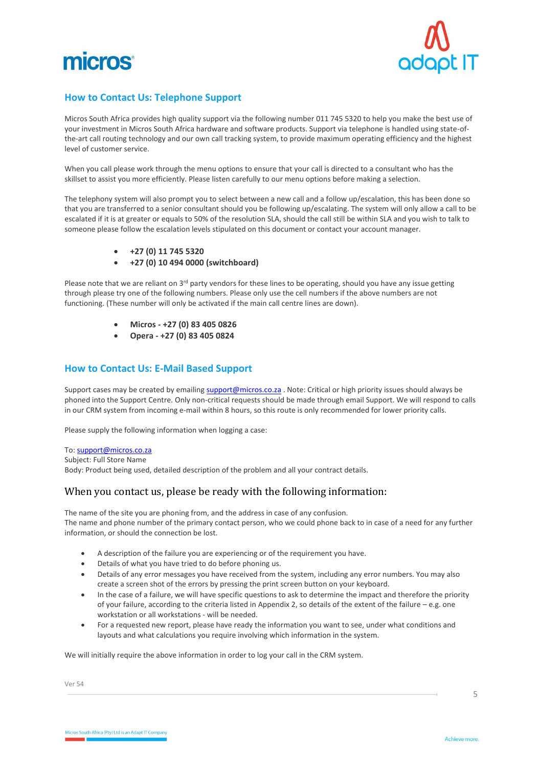## How to Contact Us: Telephone Support

Micros South Africa provides high quality support via the following number 011 745 5320 to help you make the best use of your investment in Micros South Africa hardware and software products. Support via telephone is handled using state-of-the-art call routing technology and our own call tracking system, to provide maximum operating efficiency and the highest level of customer service.

When you call please work through the menu options to ensure that your call is directed to a consultant who has the skillset to assist you more efficiently. Please listen carefully to our menu options before making a selection.

The telephony system will also prompt you to select between a new call and a follow up/escalation, this has been done so that you are transferred to a senior consultant should you be following up/escalating. The system will only allow a call to be escalated if it is at greater or equals to 50% of the resolution SLA, should the call still be within SLA and you wish to talk to someone please follow the escalation levels stipulated on this document or contact your account manager.

- **+27 (0) 11 745 5320**
- **+27 (0) 10 494 0000 (switchboard)**

Please note that we are reliant on 3rd party vendors for these lines to be operating, should you have any issue getting through please try one of the following numbers. Please only use the cell numbers if the above numbers are not functioning. (These number will only be activated if the main call centre lines are down).

- **Micros - +27 (0) 83 405 0826**
- **Opera - +27 (0) 83 405 0824**

## How to Contact Us: E-Mail Based Support

Support cases may be created by emailing support@micros.co.za . Note: Critical or high priority issues should always be phoned into the Support Centre. Only non-critical requests should be made through email Support. We will respond to calls in our CRM system from incoming e-mail within 8 hours, so this route is only recommended for lower priority calls.

Please supply the following information when logging a case:

To: support@micros.co.za
Subject: Full Store Name
Body: Product being used, detailed description of the problem and all your contract details.

## When you contact us, please be ready with the following information:

The name of the site you are phoning from, and the address in case of any confusion.
The name and phone number of the primary contact person, who we could phone back to in case of a need for any further information, or should the connection be lost.

- A description of the failure you are experiencing or of the requirement you have.
- Details of what you have tried to do before phoning us.
- Details of any error messages you have received from the system, including any error numbers. You may also create a screen shot of the errors by pressing the print screen button on your keyboard.
- In the case of a failure, we will have specific questions to ask to determine the impact and therefore the priority of your failure, according to the criteria listed in Appendix 2, so details of the extent of the failure – e.g. one workstation or all workstations - will be needed.
- For a requested new report, please have ready the information you want to see, under what conditions and layouts and what calculations you require involving which information in the system.

We will initially require the above information in order to log your call in the CRM system.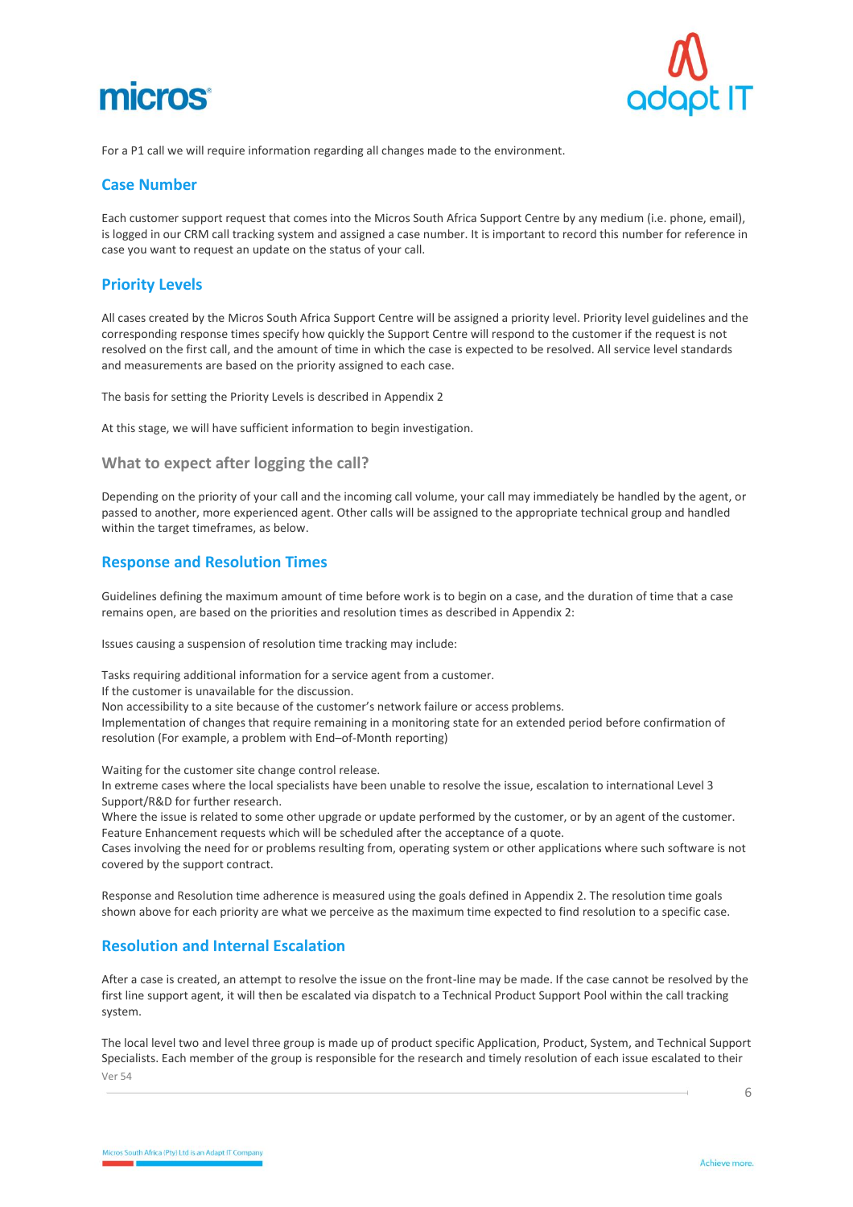For a P1 call we will require information regarding all changes made to the environment.

## Case Number

Each customer support request that comes into the Micros South Africa Support Centre by any medium (i.e. phone, email), is logged in our CRM call tracking system and assigned a case number. It is important to record this number for reference in case you want to request an update on the status of your call.

## Priority Levels

All cases created by the Micros South Africa Support Centre will be assigned a priority level. Priority level guidelines and the corresponding response times specify how quickly the Support Centre will respond to the customer if the request is not resolved on the first call, and the amount of time in which the case is expected to be resolved. All service level standards and measurements are based on the priority assigned to each case.

The basis for setting the Priority Levels is described in Appendix 2

At this stage, we will have sufficient information to begin investigation.

### What to expect after logging the call?

Depending on the priority of your call and the incoming call volume, your call may immediately be handled by the agent, or passed to another, more experienced agent. Other calls will be assigned to the appropriate technical group and handled within the target timeframes, as below.

## Response and Resolution Times

Guidelines defining the maximum amount of time before work is to begin on a case, and the duration of time that a case remains open, are based on the priorities and resolution times as described in Appendix 2:

Issues causing a suspension of resolution time tracking may include:

Tasks requiring additional information for a service agent from a customer.
If the customer is unavailable for the discussion.
Non accessibility to a site because of the customer's network failure or access problems.
Implementation of changes that require remaining in a monitoring state for an extended period before confirmation of resolution (For example, a problem with End–of-Month reporting)

Waiting for the customer site change control release.
In extreme cases where the local specialists have been unable to resolve the issue, escalation to international Level 3 Support/R&D for further research.
Where the issue is related to some other upgrade or update performed by the customer, or by an agent of the customer.
Feature Enhancement requests which will be scheduled after the acceptance of a quote.
Cases involving the need for or problems resulting from, operating system or other applications where such software is not covered by the support contract.

Response and Resolution time adherence is measured using the goals defined in Appendix 2. The resolution time goals shown above for each priority are what we perceive as the maximum time expected to find resolution to a specific case.

## Resolution and Internal Escalation

After a case is created, an attempt to resolve the issue on the front-line may be made. If the case cannot be resolved by the first line support agent, it will then be escalated via dispatch to a Technical Product Support Pool within the call tracking system.

The local level two and level three group is made up of product specific Application, Product, System, and Technical Support Specialists. Each member of the group is responsible for the research and timely resolution of each issue escalated to their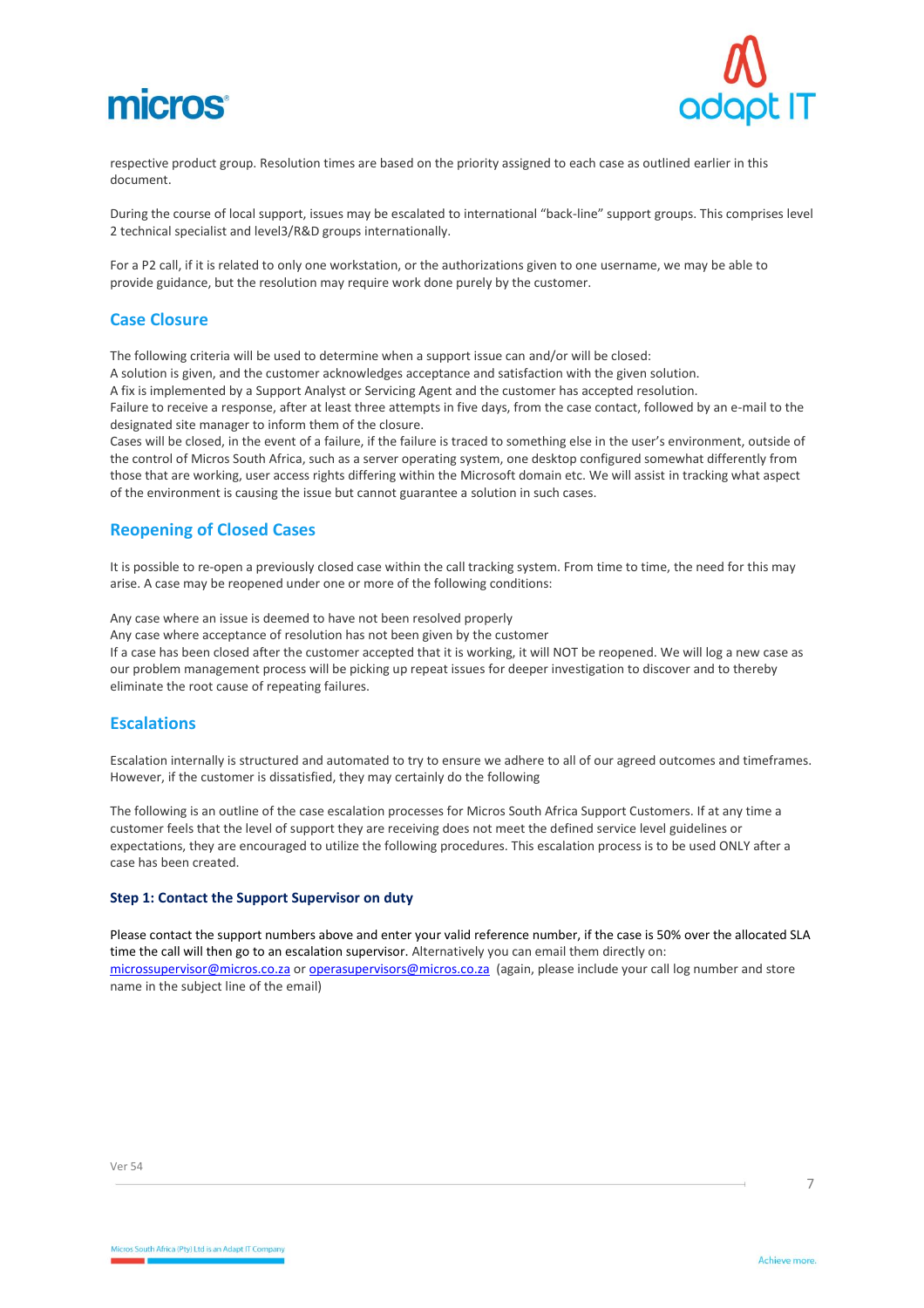respective product group. Resolution times are based on the priority assigned to each case as outlined earlier in this document.

During the course of local support, issues may be escalated to international "back-line" support groups. This comprises level 2 technical specialist and level3/R&D groups internationally.

For a P2 call, if it is related to only one workstation, or the authorizations given to one username, we may be able to provide guidance, but the resolution may require work done purely by the customer.

## Case Closure

The following criteria will be used to determine when a support issue can and/or will be closed:
A solution is given, and the customer acknowledges acceptance and satisfaction with the given solution.
A fix is implemented by a Support Analyst or Servicing Agent and the customer has accepted resolution.
Failure to receive a response, after at least three attempts in five days, from the case contact, followed by an e-mail to the designated site manager to inform them of the closure.
Cases will be closed, in the event of a failure, if the failure is traced to something else in the user's environment, outside of the control of Micros South Africa, such as a server operating system, one desktop configured somewhat differently from those that are working, user access rights differing within the Microsoft domain etc. We will assist in tracking what aspect of the environment is causing the issue but cannot guarantee a solution in such cases.

## Reopening of Closed Cases

It is possible to re-open a previously closed case within the call tracking system. From time to time, the need for this may arise. A case may be reopened under one or more of the following conditions:

Any case where an issue is deemed to have not been resolved properly
Any case where acceptance of resolution has not been given by the customer
If a case has been closed after the customer accepted that it is working, it will NOT be reopened. We will log a new case as our problem management process will be picking up repeat issues for deeper investigation to discover and to thereby eliminate the root cause of repeating failures.

## Escalations

Escalation internally is structured and automated to try to ensure we adhere to all of our agreed outcomes and timeframes. However, if the customer is dissatisfied, they may certainly do the following

The following is an outline of the case escalation processes for Micros South Africa Support Customers. If at any time a customer feels that the level of support they are receiving does not meet the defined service level guidelines or expectations, they are encouraged to utilize the following procedures. This escalation process is to be used ONLY after a case has been created.

### Step 1: Contact the Support Supervisor on duty

Please contact the support numbers above and enter your valid reference number, if the case is 50% over the allocated SLA time the call will then go to an escalation supervisor. Alternatively you can email them directly on: microssupervisor@micros.co.za or operasupervisors@micros.co.za (again, please include your call log number and store name in the subject line of the email)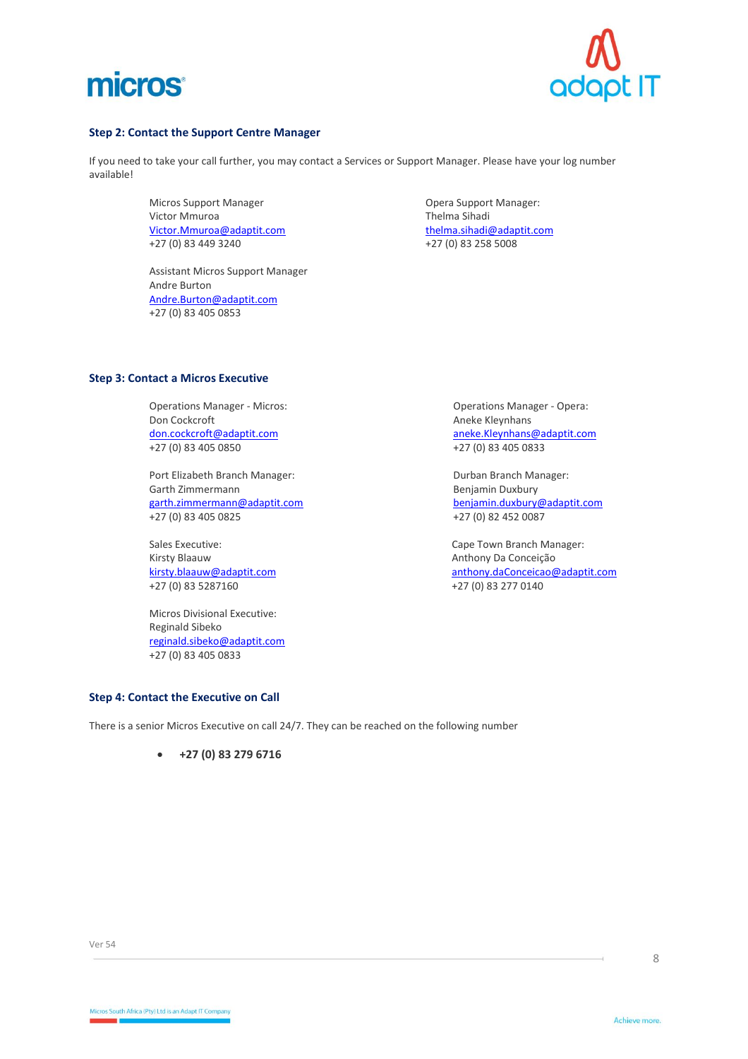### Step 2: Contact the Support Centre Manager

If you need to take your call further, you may contact a Services or Support Manager. Please have your log number available!

Micros Support Manager
Victor Mmuroa
Victor.Mmuroa@adaptit.com
+27 (0) 83 449 3240

Opera Support Manager:
Thelma Sihadi
thelma.sihadi@adaptit.com
+27 (0) 83 258 5008

Assistant Micros Support Manager
Andre Burton
Andre.Burton@adaptit.com
+27 (0) 83 405 0853

### Step 3: Contact a Micros Executive

Operations Manager - Micros:
Don Cockcroft
don.cockcroft@adaptit.com
+27 (0) 83 405 0850

Operations Manager - Opera:
Aneke Kleynhans
aneke.Kleynhans@adaptit.com
+27 (0) 83 405 0833

Port Elizabeth Branch Manager:
Garth Zimmermann
garth.zimmermann@adaptit.com
+27 (0) 83 405 0825

Durban Branch Manager:
Benjamin Duxbury
benjamin.duxbury@adaptit.com
+27 (0) 82 452 0087

Sales Executive:
Kirsty Blaauw
kirsty.blaauw@adaptit.com
+27 (0) 83 5287160

Cape Town Branch Manager:
Anthony Da Conceição
anthony.daConceicao@adaptit.com
+27 (0) 83 277 0140

Micros Divisional Executive:
Reginald Sibeko
reginald.sibeko@adaptit.com
+27 (0) 83 405 0833

### Step 4: Contact the Executive on Call

There is a senior Micros Executive on call 24/7. They can be reached on the following number

- **+27 (0) 83 279 6716**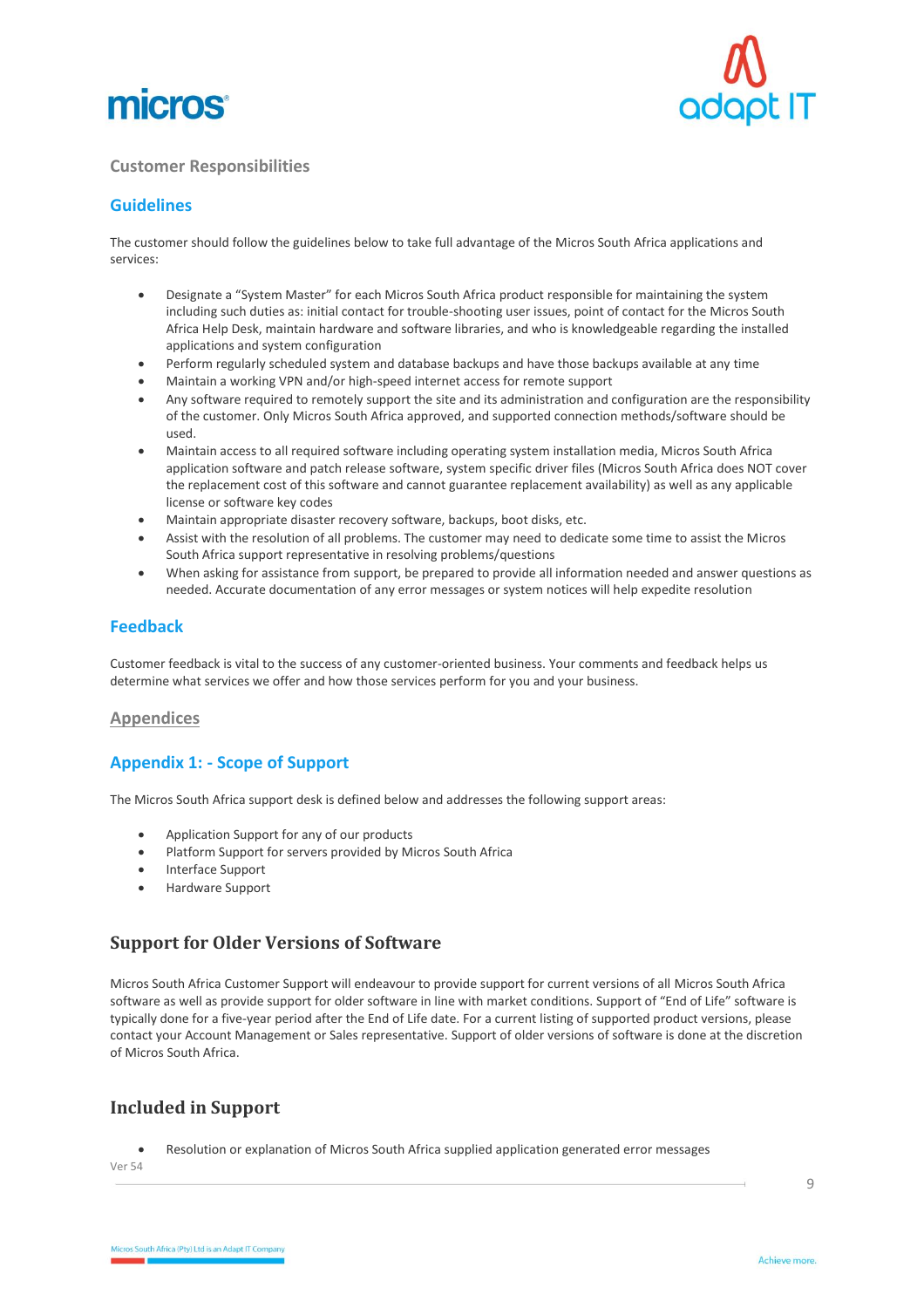## Customer Responsibilities

### Guidelines

The customer should follow the guidelines below to take full advantage of the Micros South Africa applications and services:

- Designate a "System Master" for each Micros South Africa product responsible for maintaining the system including such duties as: initial contact for trouble-shooting user issues, point of contact for the Micros South Africa Help Desk, maintain hardware and software libraries, and who is knowledgeable regarding the installed applications and system configuration
- Perform regularly scheduled system and database backups and have those backups available at any time
- Maintain a working VPN and/or high-speed internet access for remote support
- Any software required to remotely support the site and its administration and configuration are the responsibility of the customer. Only Micros South Africa approved, and supported connection methods/software should be used.
- Maintain access to all required software including operating system installation media, Micros South Africa application software and patch release software, system specific driver files (Micros South Africa does NOT cover the replacement cost of this software and cannot guarantee replacement availability) as well as any applicable license or software key codes
- Maintain appropriate disaster recovery software, backups, boot disks, etc.
- Assist with the resolution of all problems. The customer may need to dedicate some time to assist the Micros South Africa support representative in resolving problems/questions
- When asking for assistance from support, be prepared to provide all information needed and answer questions as needed. Accurate documentation of any error messages or system notices will help expedite resolution

### Feedback

Customer feedback is vital to the success of any customer-oriented business. Your comments and feedback helps us determine what services we offer and how those services perform for you and your business.

## Appendices

### Appendix 1: - Scope of Support

The Micros South Africa support desk is defined below and addresses the following support areas:

- Application Support for any of our products
- Platform Support for servers provided by Micros South Africa
- Interface Support
- Hardware Support

## Support for Older Versions of Software

Micros South Africa Customer Support will endeavour to provide support for current versions of all Micros South Africa software as well as provide support for older software in line with market conditions. Support of "End of Life" software is typically done for a five-year period after the End of Life date. For a current listing of supported product versions, please contact your Account Management or Sales representative. Support of older versions of software is done at the discretion of Micros South Africa.

## Included in Support

- Resolution or explanation of Micros South Africa supplied application generated error messages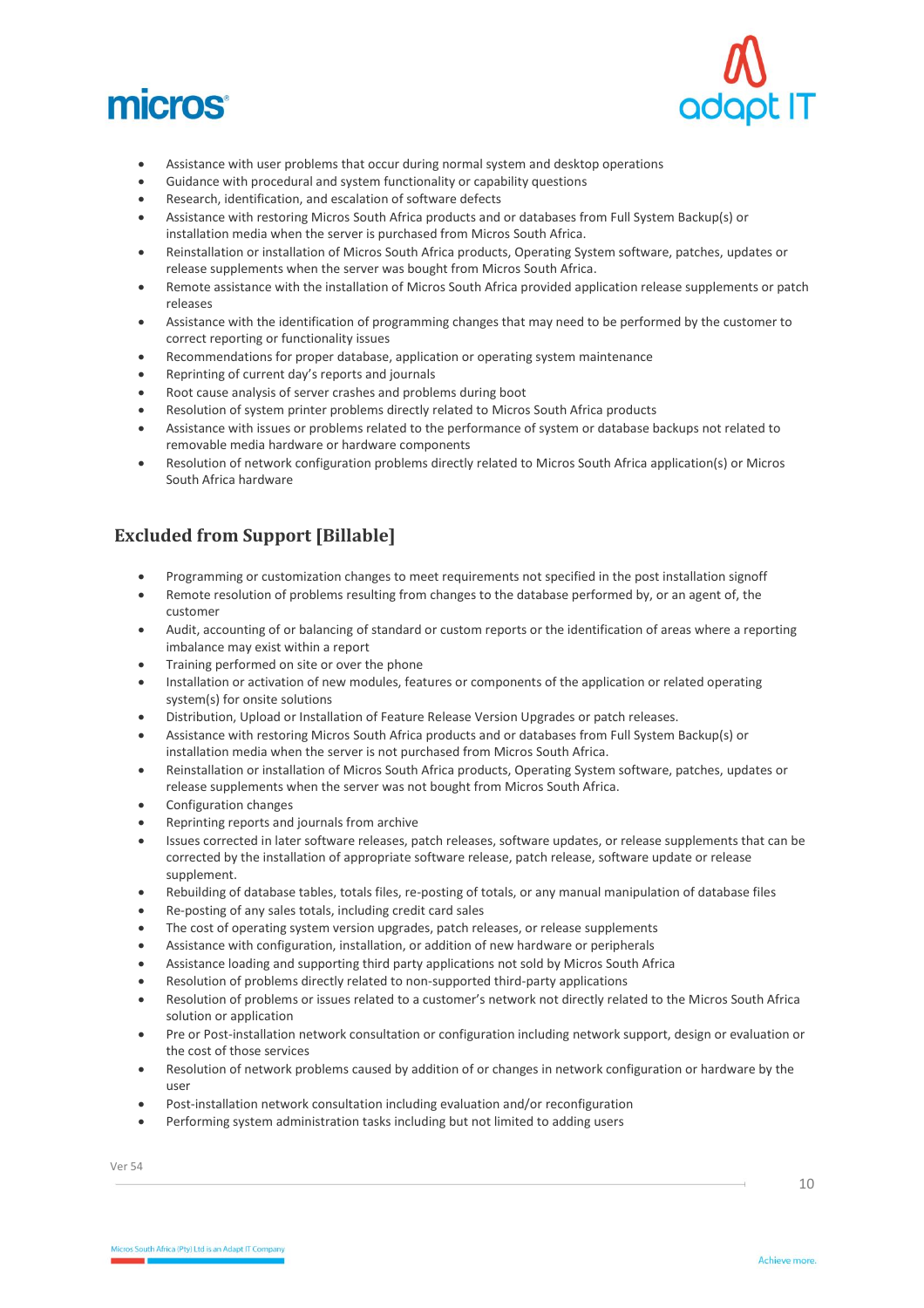- Assistance with user problems that occur during normal system and desktop operations
- Guidance with procedural and system functionality or capability questions
- Research, identification, and escalation of software defects
- Assistance with restoring Micros South Africa products and or databases from Full System Backup(s) or installation media when the server is purchased from Micros South Africa.
- Reinstallation or installation of Micros South Africa products, Operating System software, patches, updates or release supplements when the server was bought from Micros South Africa.
- Remote assistance with the installation of Micros South Africa provided application release supplements or patch releases
- Assistance with the identification of programming changes that may need to be performed by the customer to correct reporting or functionality issues
- Recommendations for proper database, application or operating system maintenance
- Reprinting of current day's reports and journals
- Root cause analysis of server crashes and problems during boot
- Resolution of system printer problems directly related to Micros South Africa products
- Assistance with issues or problems related to the performance of system or database backups not related to removable media hardware or hardware components
- Resolution of network configuration problems directly related to Micros South Africa application(s) or Micros South Africa hardware

## Excluded from Support [Billable]

- Programming or customization changes to meet requirements not specified in the post installation signoff
- Remote resolution of problems resulting from changes to the database performed by, or an agent of, the customer
- Audit, accounting of or balancing of standard or custom reports or the identification of areas where a reporting imbalance may exist within a report
- Training performed on site or over the phone
- Installation or activation of new modules, features or components of the application or related operating system(s) for onsite solutions
- Distribution, Upload or Installation of Feature Release Version Upgrades or patch releases.
- Assistance with restoring Micros South Africa products and or databases from Full System Backup(s) or installation media when the server is not purchased from Micros South Africa.
- Reinstallation or installation of Micros South Africa products, Operating System software, patches, updates or release supplements when the server was not bought from Micros South Africa.
- Configuration changes
- Reprinting reports and journals from archive
- Issues corrected in later software releases, patch releases, software updates, or release supplements that can be corrected by the installation of appropriate software release, patch release, software update or release supplement.
- Rebuilding of database tables, totals files, re-posting of totals, or any manual manipulation of database files
- Re-posting of any sales totals, including credit card sales
- The cost of operating system version upgrades, patch releases, or release supplements
- Assistance with configuration, installation, or addition of new hardware or peripherals
- Assistance loading and supporting third party applications not sold by Micros South Africa
- Resolution of problems directly related to non-supported third-party applications
- Resolution of problems or issues related to a customer's network not directly related to the Micros South Africa solution or application
- Pre or Post-installation network consultation or configuration including network support, design or evaluation or the cost of those services
- Resolution of network problems caused by addition of or changes in network configuration or hardware by the user
- Post-installation network consultation including evaluation and/or reconfiguration
- Performing system administration tasks including but not limited to adding users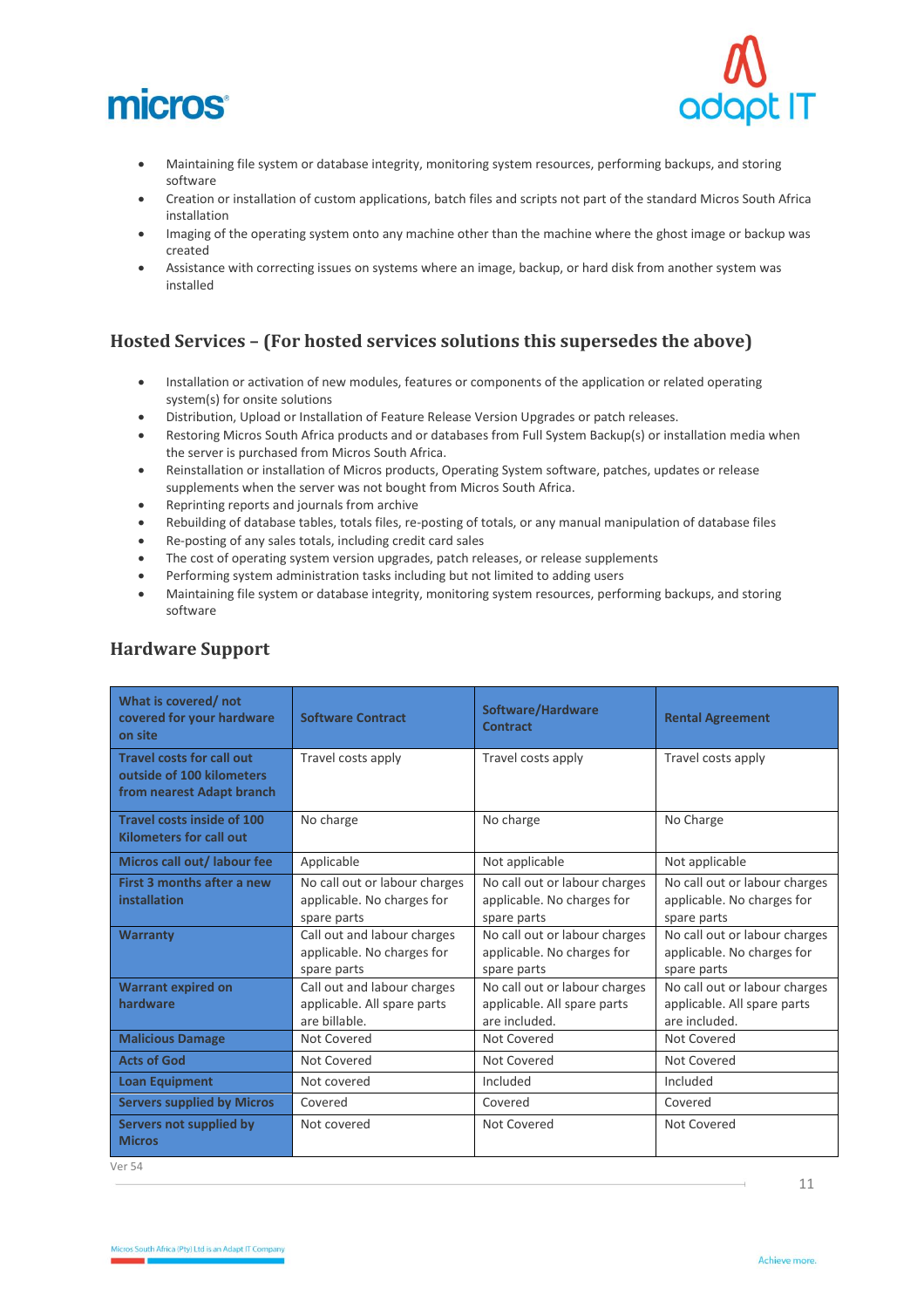- Maintaining file system or database integrity, monitoring system resources, performing backups, and storing software
- Creation or installation of custom applications, batch files and scripts not part of the standard Micros South Africa installation
- Imaging of the operating system onto any machine other than the machine where the ghost image or backup was created
- Assistance with correcting issues on systems where an image, backup, or hard disk from another system was installed

## Hosted Services – (For hosted services solutions this supersedes the above)

- Installation or activation of new modules, features or components of the application or related operating system(s) for onsite solutions
- Distribution, Upload or Installation of Feature Release Version Upgrades or patch releases.
- Restoring Micros South Africa products and or databases from Full System Backup(s) or installation media when the server is purchased from Micros South Africa.
- Reinstallation or installation of Micros products, Operating System software, patches, updates or release supplements when the server was not bought from Micros South Africa.
- Reprinting reports and journals from archive
- Rebuilding of database tables, totals files, re-posting of totals, or any manual manipulation of database files
- Re-posting of any sales totals, including credit card sales
- The cost of operating system version upgrades, patch releases, or release supplements
- Performing system administration tasks including but not limited to adding users
- Maintaining file system or database integrity, monitoring system resources, performing backups, and storing software

## Hardware Support

| What is covered/ not covered for your hardware on site | Software Contract | Software/Hardware Contract | Rental Agreement |
|---|---|---|---|
| **Travel costs for call out outside of 100 kilometers from nearest Adapt branch** | Travel costs apply | Travel costs apply | Travel costs apply |
| **Travel costs inside of 100 Kilometers for call out** | No charge | No charge | No Charge |
| **Micros call out/ labour fee** | Applicable | Not applicable | Not applicable |
| **First 3 months after a new installation** | No call out or labour charges applicable. No charges for spare parts | No call out or labour charges applicable. No charges for spare parts | No call out or labour charges applicable. No charges for spare parts |
| **Warranty** | Call out and labour charges applicable. No charges for spare parts | No call out or labour charges applicable. No charges for spare parts | No call out or labour charges applicable. No charges for spare parts |
| **Warrant expired on hardware** | Call out and labour charges applicable. All spare parts are billable. | No call out or labour charges applicable. All spare parts are included. | No call out or labour charges applicable. All spare parts are included. |
| **Malicious Damage** | Not Covered | Not Covered | Not Covered |
| **Acts of God** | Not Covered | Not Covered | Not Covered |
| **Loan Equipment** | Not covered | Included | Included |
| **Servers supplied by Micros** | Covered | Covered | Covered |
| **Servers not supplied by Micros** | Not covered | Not Covered | Not Covered |

Ver 54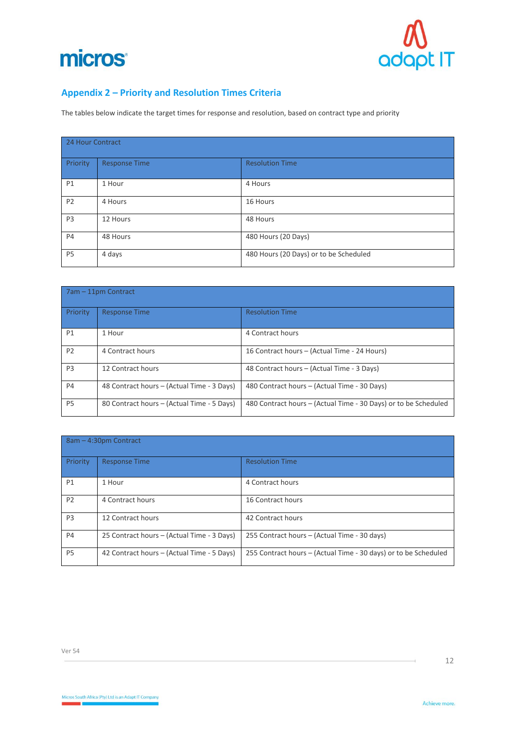## Appendix 2 – Priority and Resolution Times Criteria

The tables below indicate the target times for response and resolution, based on contract type and priority

| 24 Hour Contract | | |
|---|---|---|
| Priority | Response Time | Resolution Time |
| P1 | 1 Hour | 4 Hours |
| P2 | 4 Hours | 16 Hours |
| P3 | 12 Hours | 48 Hours |
| P4 | 48 Hours | 480 Hours (20 Days) |
| P5 | 4 days | 480 Hours (20 Days) or to be Scheduled |

| 7am – 11pm Contract | | |
|---|---|---|
| Priority | Response Time | Resolution Time |
| P1 | 1 Hour | 4 Contract hours |
| P2 | 4 Contract hours | 16 Contract hours – (Actual Time - 24 Hours) |
| P3 | 12 Contract hours | 48 Contract hours – (Actual Time - 3 Days) |
| P4 | 48 Contract hours – (Actual Time - 3 Days) | 480 Contract hours – (Actual Time - 30 Days) |
| P5 | 80 Contract hours – (Actual Time - 5 Days) | 480 Contract hours – (Actual Time - 30 Days) or to be Scheduled |

| 8am – 4:30pm Contract | | |
|---|---|---|
| Priority | Response Time | Resolution Time |
| P1 | 1 Hour | 4 Contract hours |
| P2 | 4 Contract hours | 16 Contract hours |
| P3 | 12 Contract hours | 42 Contract hours |
| P4 | 25 Contract hours – (Actual Time - 3 Days) | 255 Contract hours – (Actual Time - 30 days) |
| P5 | 42 Contract hours – (Actual Time - 5 Days) | 255 Contract hours – (Actual Time - 30 days) or to be Scheduled |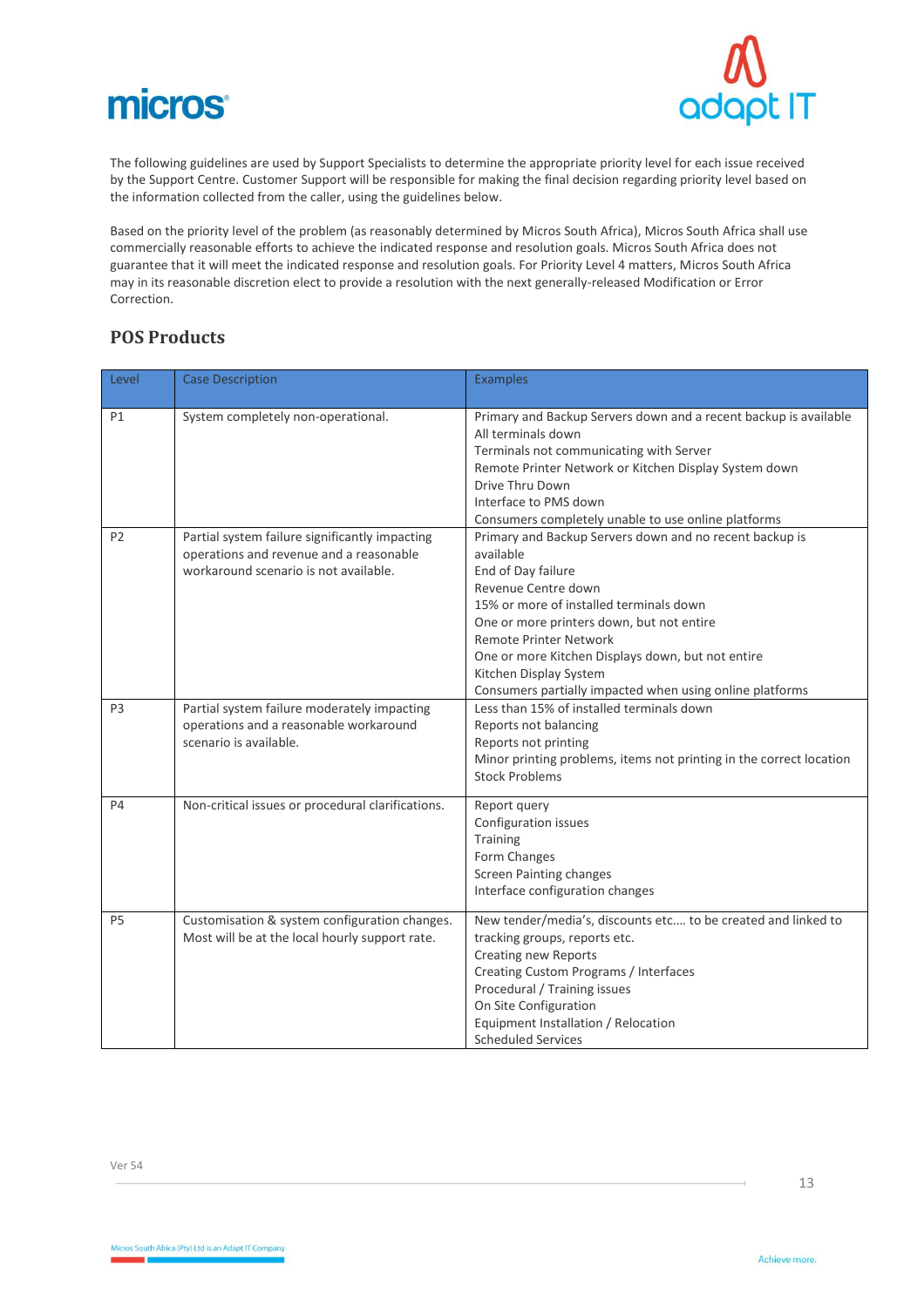The following guidelines are used by Support Specialists to determine the appropriate priority level for each issue received by the Support Centre. Customer Support will be responsible for making the final decision regarding priority level based on the information collected from the caller, using the guidelines below.

Based on the priority level of the problem (as reasonably determined by Micros South Africa), Micros South Africa shall use commercially reasonable efforts to achieve the indicated response and resolution goals. Micros South Africa does not guarantee that it will meet the indicated response and resolution goals. For Priority Level 4 matters, Micros South Africa may in its reasonable discretion elect to provide a resolution with the next generally-released Modification or Error Correction.

## POS Products

| Level | Case Description | Examples |
|---|---|---|
| P1 | System completely non-operational. | Primary and Backup Servers down and a recent backup is available<br>All terminals down<br>Terminals not communicating with Server<br>Remote Printer Network or Kitchen Display System down<br>Drive Thru Down<br>Interface to PMS down<br>Consumers completely unable to use online platforms |
| P2 | Partial system failure significantly impacting operations and revenue and a reasonable workaround scenario is not available. | Primary and Backup Servers down and no recent backup is available<br>End of Day failure<br>Revenue Centre down<br>15% or more of installed terminals down<br>One or more printers down, but not entire Remote Printer Network<br>One or more Kitchen Displays down, but not entire Kitchen Display System<br>Consumers partially impacted when using online platforms |
| P3 | Partial system failure moderately impacting operations and a reasonable workaround scenario is available. | Less than 15% of installed terminals down<br>Reports not balancing<br>Reports not printing<br>Minor printing problems, items not printing in the correct location<br>Stock Problems |
| P4 | Non-critical issues or procedural clarifications. | Report query<br>Configuration issues<br>Training<br>Form Changes<br>Screen Painting changes<br>Interface configuration changes |
| P5 | Customisation & system configuration changes. Most will be at the local hourly support rate. | New tender/media's, discounts etc…. to be created and linked to tracking groups, reports etc.<br>Creating new Reports<br>Creating Custom Programs / Interfaces<br>Procedural / Training issues<br>On Site Configuration<br>Equipment Installation / Relocation<br>Scheduled Services |

Ver 54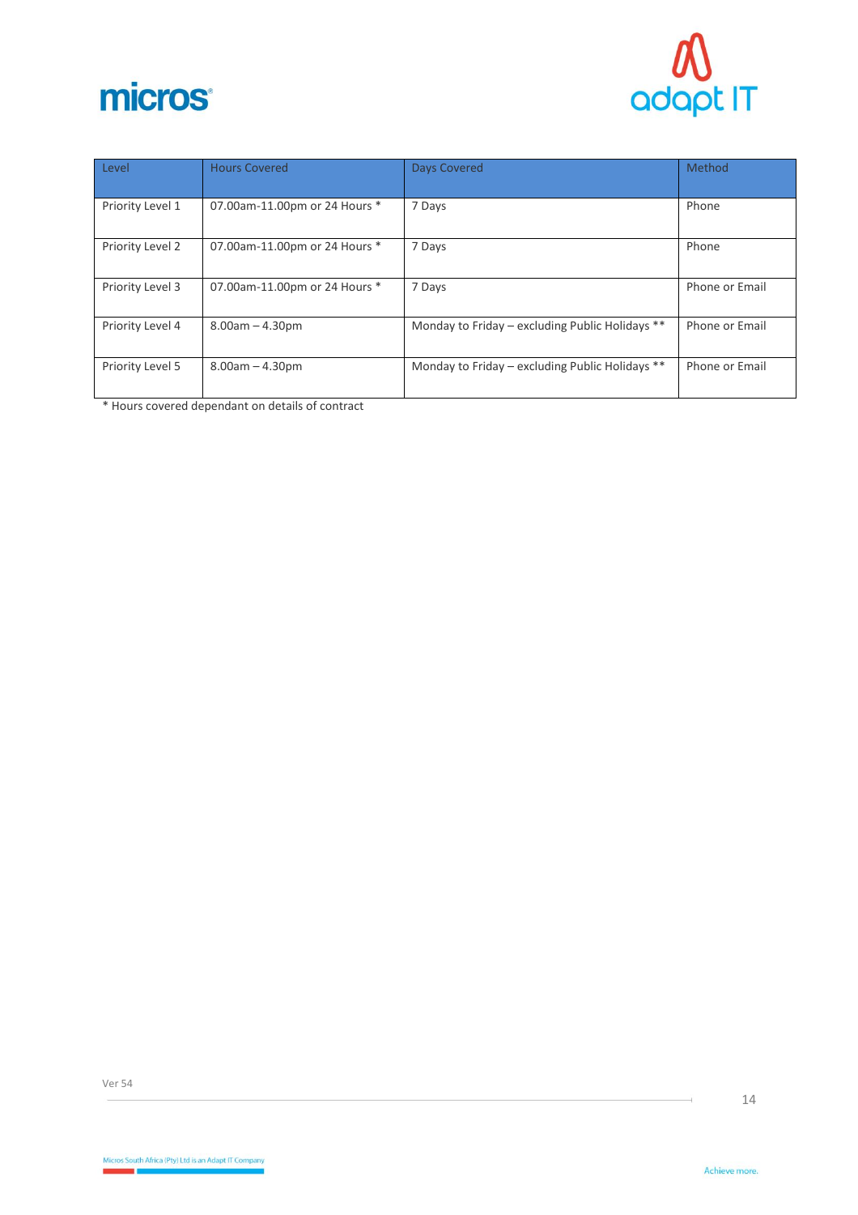| Level | Hours Covered | Days Covered | Method |
|---|---|---|---|
| Priority Level 1 | 07.00am-11.00pm or 24 Hours * | 7 Days | Phone |
| Priority Level 2 | 07.00am-11.00pm or 24 Hours * | 7 Days | Phone |
| Priority Level 3 | 07.00am-11.00pm or 24 Hours * | 7 Days | Phone or Email |
| Priority Level 4 | 8.00am – 4.30pm | Monday to Friday – excluding Public Holidays ** | Phone or Email |
| Priority Level 5 | 8.00am – 4.30pm | Monday to Friday – excluding Public Holidays ** | Phone or Email |

* Hours covered dependant on details of contract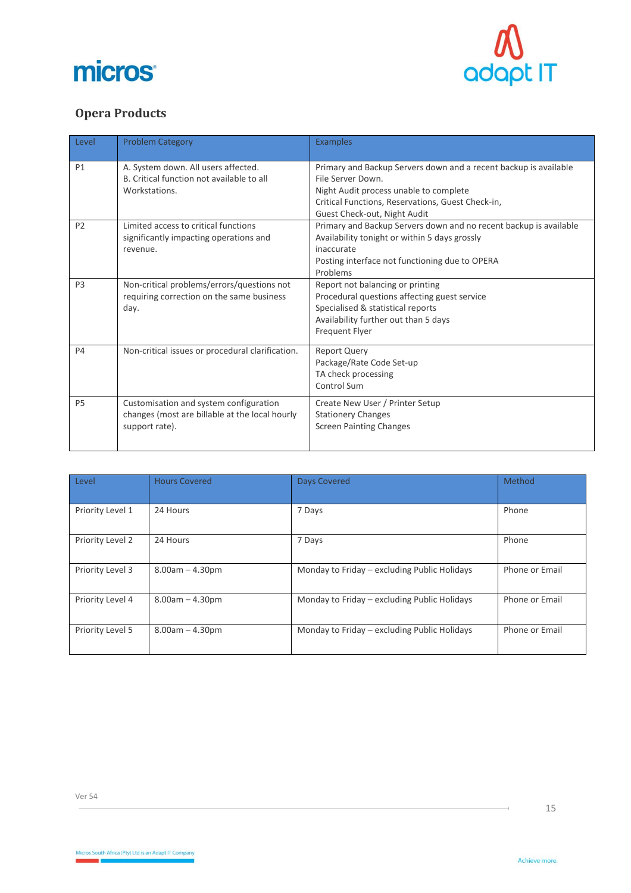## Opera Products

| Level | Problem Category | Examples |
|---|---|---|
| P1 | A. System down. All users affected.<br>B. Critical function not available to all Workstations. | Primary and Backup Servers down and a recent backup is available<br>File Server Down.<br>Night Audit process unable to complete<br>Critical Functions, Reservations, Guest Check-in,<br>Guest Check-out, Night Audit |
| P2 | Limited access to critical functions significantly impacting operations and revenue. | Primary and Backup Servers down and no recent backup is available<br>Availability tonight or within 5 days grossly inaccurate<br>Posting interface not functioning due to OPERA Problems |
| P3 | Non-critical problems/errors/questions not requiring correction on the same business day. | Report not balancing or printing<br>Procedural questions affecting guest service<br>Specialised & statistical reports<br>Availability further out than 5 days<br>Frequent Flyer |
| P4 | Non-critical issues or procedural clarification. | Report Query<br>Package/Rate Code Set-up<br>TA check processing<br>Control Sum |
| P5 | Customisation and system configuration changes (most are billable at the local hourly support rate). | Create New User / Printer Setup<br>Stationery Changes<br>Screen Painting Changes |

| Level | Hours Covered | Days Covered | Method |
|---|---|---|---|
| Priority Level 1 | 24 Hours | 7 Days | Phone |
| Priority Level 2 | 24 Hours | 7 Days | Phone |
| Priority Level 3 | 8.00am – 4.30pm | Monday to Friday – excluding Public Holidays | Phone or Email |
| Priority Level 4 | 8.00am – 4.30pm | Monday to Friday – excluding Public Holidays | Phone or Email |
| Priority Level 5 | 8.00am – 4.30pm | Monday to Friday – excluding Public Holidays | Phone or Email |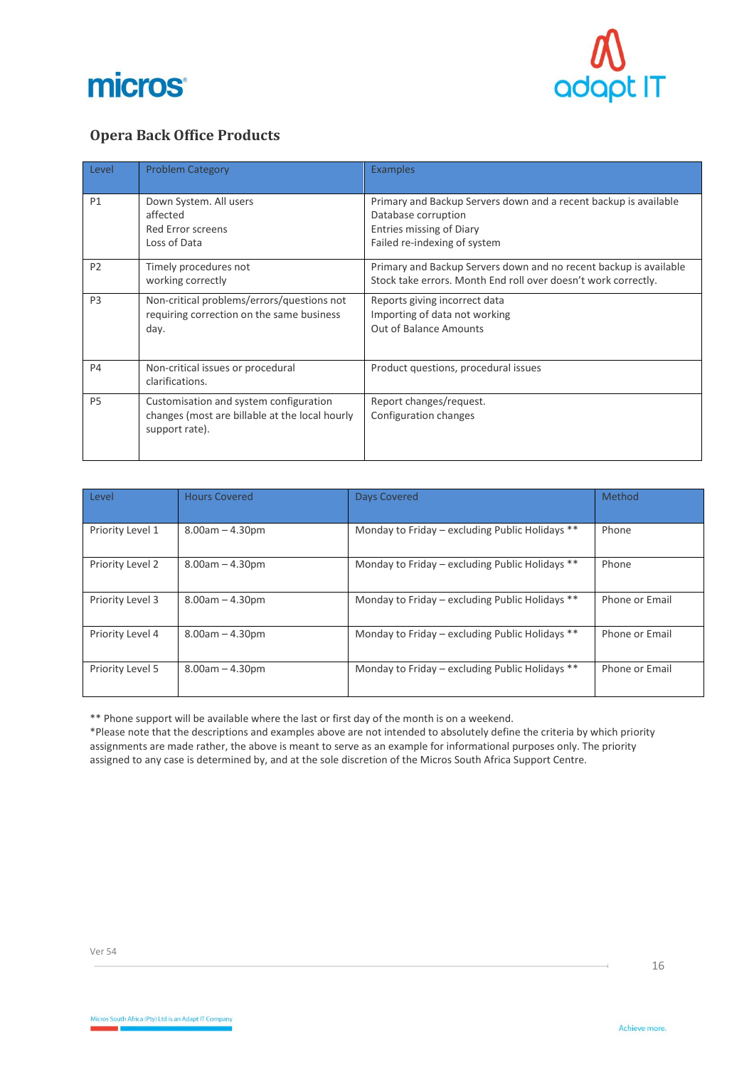## Opera Back Office Products

| Level | Problem Category | Examples |
|---|---|---|
| P1 | Down System. All users affected<br>Red Error screens<br>Loss of Data | Primary and Backup Servers down and a recent backup is available<br>Database corruption<br>Entries missing of Diary<br>Failed re-indexing of system |
| P2 | Timely procedures not working correctly | Primary and Backup Servers down and no recent backup is available<br>Stock take errors. Month End roll over doesn't work correctly. |
| P3 | Non-critical problems/errors/questions not requiring correction on the same business day. | Reports giving incorrect data<br>Importing of data not working<br>Out of Balance Amounts |
| P4 | Non-critical issues or procedural clarifications. | Product questions, procedural issues |
| P5 | Customisation and system configuration changes (most are billable at the local hourly support rate). | Report changes/request.<br>Configuration changes |

| Level | Hours Covered | Days Covered | Method |
|---|---|---|---|
| Priority Level 1 | 8.00am – 4.30pm | Monday to Friday – excluding Public Holidays ** | Phone |
| Priority Level 2 | 8.00am – 4.30pm | Monday to Friday – excluding Public Holidays ** | Phone |
| Priority Level 3 | 8.00am – 4.30pm | Monday to Friday – excluding Public Holidays ** | Phone or Email |
| Priority Level 4 | 8.00am – 4.30pm | Monday to Friday – excluding Public Holidays ** | Phone or Email |
| Priority Level 5 | 8.00am – 4.30pm | Monday to Friday – excluding Public Holidays ** | Phone or Email |

** Phone support will be available where the last or first day of the month is on a weekend.

*Please note that the descriptions and examples above are not intended to absolutely define the criteria by which priority assignments are made rather, the above is meant to serve as an example for informational purposes only. The priority assigned to any case is determined by, and at the sole discretion of the Micros South Africa Support Centre.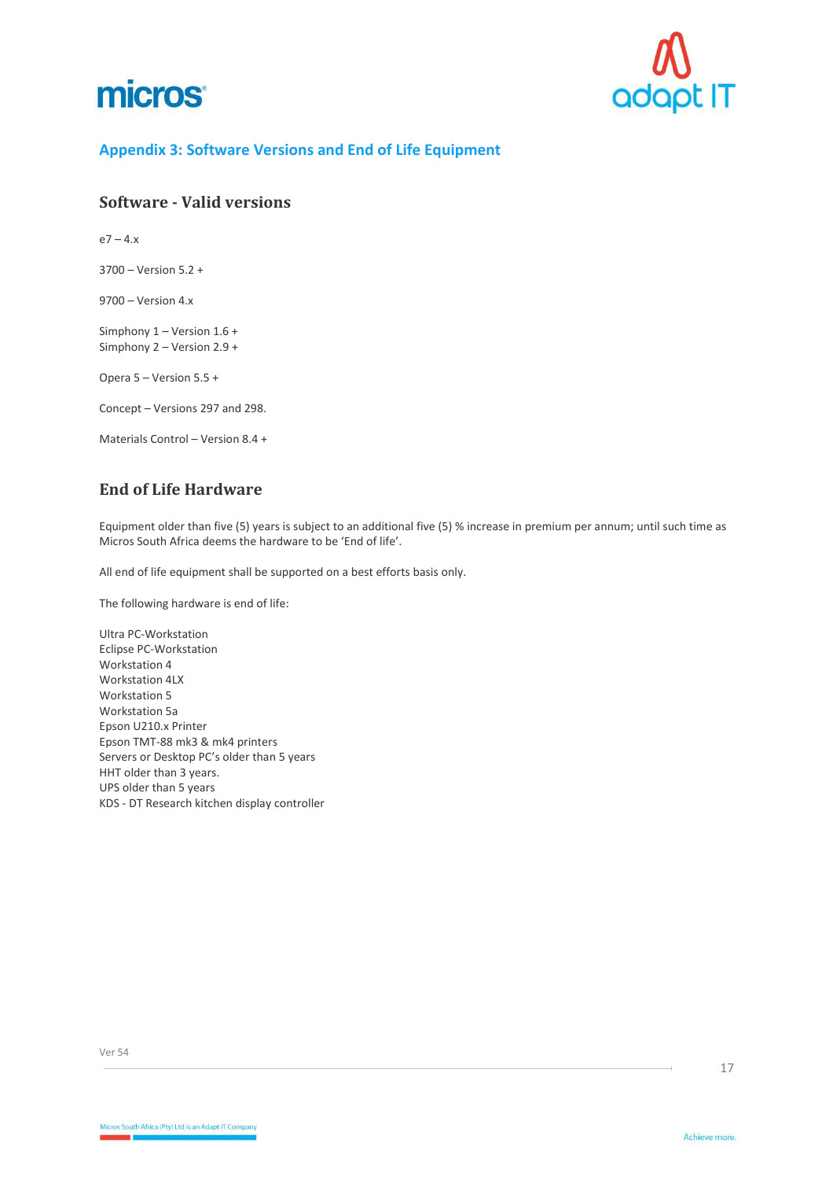## Appendix 3: Software Versions and End of Life Equipment

### Software - Valid versions

e7 – 4.x

3700 – Version 5.2 +

9700 – Version 4.x

Simphony 1 – Version 1.6 +
Simphony 2 – Version 2.9 +

Opera 5 – Version 5.5 +

Concept – Versions 297 and 298.

Materials Control – Version 8.4 +

### End of Life Hardware

Equipment older than five (5) years is subject to an additional five (5) % increase in premium per annum; until such time as Micros South Africa deems the hardware to be 'End of life'.

All end of life equipment shall be supported on a best efforts basis only.

The following hardware is end of life:

Ultra PC-Workstation
Eclipse PC-Workstation
Workstation 4
Workstation 4LX
Workstation 5
Workstation 5a
Epson U210.x Printer
Epson TMT-88 mk3 & mk4 printers
Servers or Desktop PC's older than 5 years
HHT older than 3 years.
UPS older than 5 years
KDS - DT Research kitchen display controller